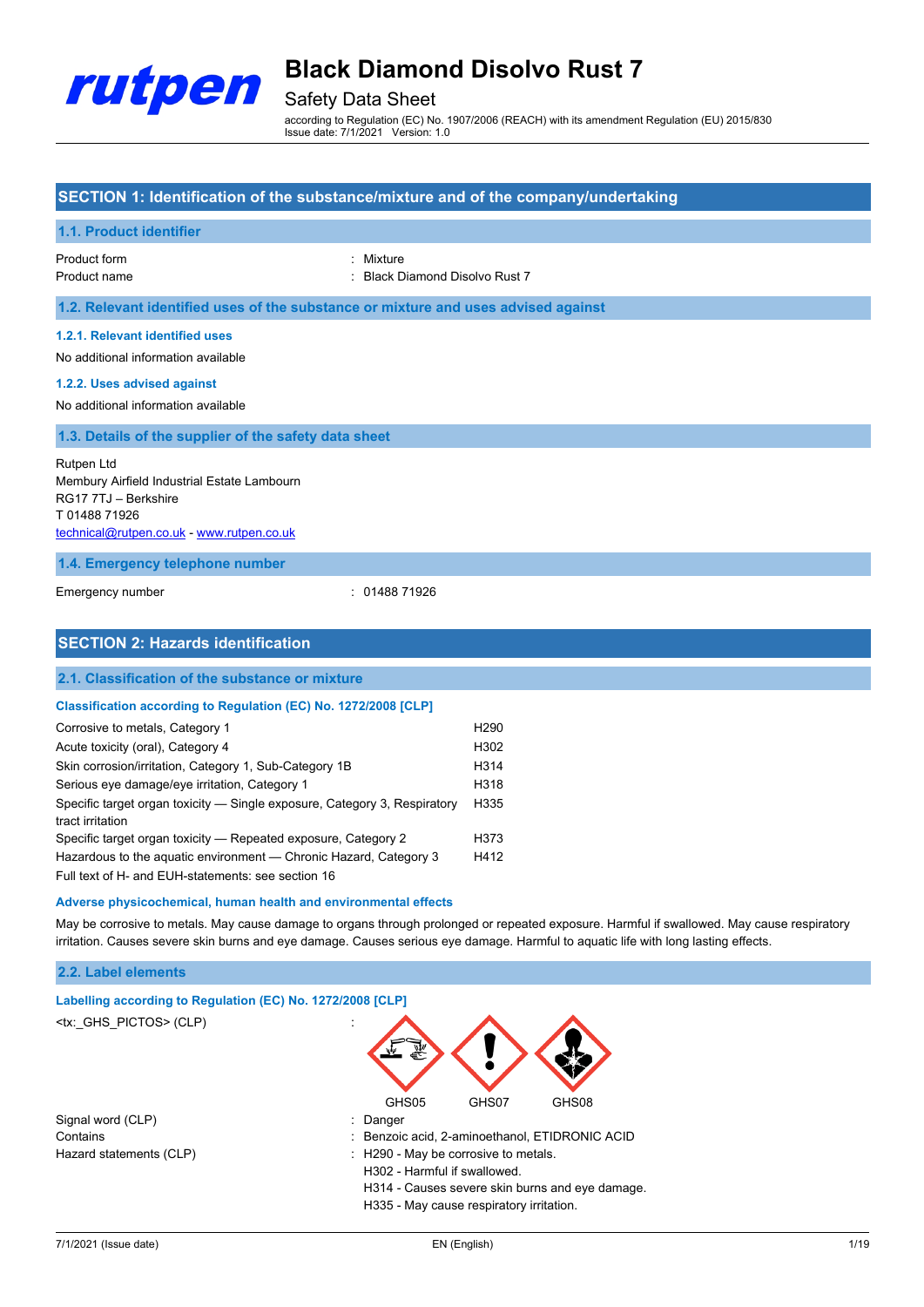# Black Diamond Disolvo Rust 7

Safety Data Sheet

according to Regulation (EC) No. 1907/2006 (REACH) with its amendment Regulation (EU) 2015/830
Issue date: 7/1/2021 Version: 1.0

## SECTION 1: Identification of the substance/mixture and of the company/undertaking

### 1.1. Product identifier

| | |
|---|---|
| Product form | : Mixture |
| Product name | : Black Diamond Disolvo Rust 7 |

### 1.2. Relevant identified uses of the substance or mixture and uses advised against

#### 1.2.1. Relevant identified uses

No additional information available

#### 1.2.2. Uses advised against

No additional information available

### 1.3. Details of the supplier of the safety data sheet

Rutpen Ltd
Membury Airfield Industrial Estate Lambourn
RG17 7TJ – Berkshire
T 01488 71926
technical@rutpen.co.uk - www.rutpen.co.uk

### 1.4. Emergency telephone number

| | |
|---|---|
| Emergency number | : 01488 71926 |

## SECTION 2: Hazards identification

### 2.1. Classification of the substance or mixture

**Classification according to Regulation (EC) No. 1272/2008 [CLP]**

| | |
|---|---|
| Corrosive to metals, Category 1 | H290 |
| Acute toxicity (oral), Category 4 | H302 |
| Skin corrosion/irritation, Category 1, Sub-Category 1B | H314 |
| Serious eye damage/eye irritation, Category 1 | H318 |
| Specific target organ toxicity — Single exposure, Category 3, Respiratory tract irritation | H335 |
| Specific target organ toxicity — Repeated exposure, Category 2 | H373 |
| Hazardous to the aquatic environment — Chronic Hazard, Category 3 | H412 |

Full text of H- and EUH-statements: see section 16

**Adverse physicochemical, human health and environmental effects**

May be corrosive to metals. May cause damage to organs through prolonged or repeated exposure. Harmful if swallowed. May cause respiratory irritation. Causes severe skin burns and eye damage. Causes serious eye damage. Harmful to aquatic life with long lasting effects.

### 2.2. Label elements

**Labelling according to Regulation (EC) No. 1272/2008 [CLP]**

<tx:_GHS_PICTOS> (CLP) :

GHS05 GHS07 GHS08

| | |
|---|---|
| Signal word (CLP) | : Danger |
| Contains | : Benzoic acid, 2-aminoethanol, ETIDRONIC ACID |
| Hazard statements (CLP) | : H290 - May be corrosive to metals.<br>H302 - Harmful if swallowed.<br>H314 - Causes severe skin burns and eye damage.<br>H335 - May cause respiratory irritation. |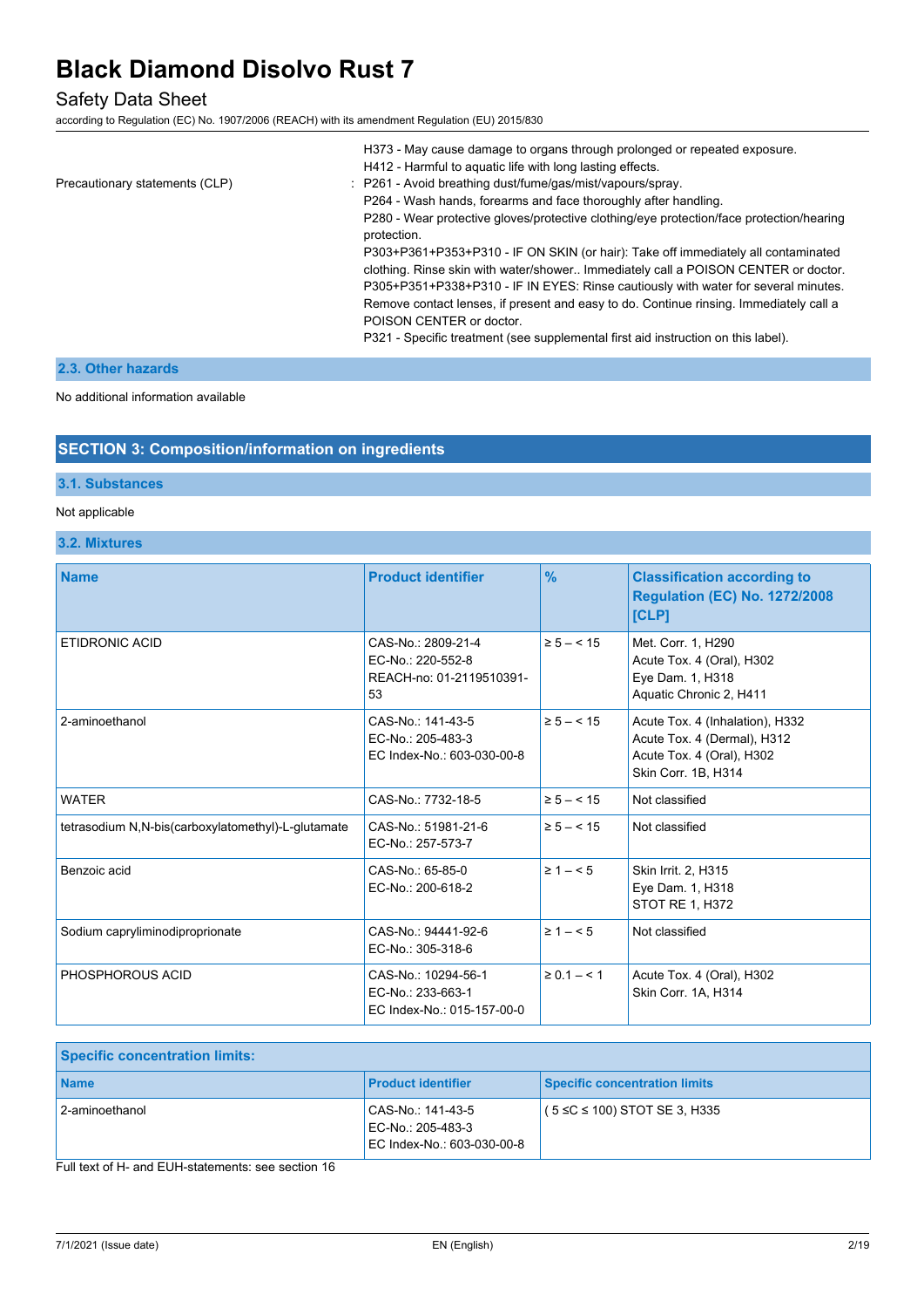| | |
|---|---|
| | H373 - May cause damage to organs through prolonged or repeated exposure. H412 - Harmful to aquatic life with long lasting effects. |
| Precautionary statements (CLP) | : P261 - Avoid breathing dust/fume/gas/mist/vapours/spray. P264 - Wash hands, forearms and face thoroughly after handling. P280 - Wear protective gloves/protective clothing/eye protection/face protection/hearing protection. P303+P361+P353+P310 - IF ON SKIN (or hair): Take off immediately all contaminated clothing. Rinse skin with water/shower.. Immediately call a POISON CENTER or doctor. P305+P351+P338+P310 - IF IN EYES: Rinse cautiously with water for several minutes. Remove contact lenses, if present and easy to do. Continue rinsing. Immediately call a POISON CENTER or doctor. P321 - Specific treatment (see supplemental first aid instruction on this label). |

### 2.3. Other hazards

No additional information available

## SECTION 3: Composition/information on ingredients

### 3.1. Substances

Not applicable

### 3.2. Mixtures

| Name | Product identifier | % | Classification according to Regulation (EC) No. 1272/2008 [CLP] |
|---|---|---|---|
| ETIDRONIC ACID | CAS-No.: 2809-21-4<br>EC-No.: 220-552-8<br>REACH-no: 01-2119510391-53 | ≥ 5 – < 15 | Met. Corr. 1, H290<br>Acute Tox. 4 (Oral), H302<br>Eye Dam. 1, H318<br>Aquatic Chronic 2, H411 |
| 2-aminoethanol | CAS-No.: 141-43-5<br>EC-No.: 205-483-3<br>EC Index-No.: 603-030-00-8 | ≥ 5 – < 15 | Acute Tox. 4 (Inhalation), H332<br>Acute Tox. 4 (Dermal), H312<br>Acute Tox. 4 (Oral), H302<br>Skin Corr. 1B, H314 |
| WATER | CAS-No.: 7732-18-5 | ≥ 5 – < 15 | Not classified |
| tetrasodium N,N-bis(carboxylatomethyl)-L-glutamate | CAS-No.: 51981-21-6<br>EC-No.: 257-573-7 | ≥ 5 – < 15 | Not classified |
| Benzoic acid | CAS-No.: 65-85-0<br>EC-No.: 200-618-2 | ≥ 1 – < 5 | Skin Irrit. 2, H315<br>Eye Dam. 1, H318<br>STOT RE 1, H372 |
| Sodium capryliminodiproprionate | CAS-No.: 94441-92-6<br>EC-No.: 305-318-6 | ≥ 1 – < 5 | Not classified |
| PHOSPHOROUS ACID | CAS-No.: 10294-56-1<br>EC-No.: 233-663-1<br>EC Index-No.: 015-157-00-0 | ≥ 0.1 – < 1 | Acute Tox. 4 (Oral), H302<br>Skin Corr. 1A, H314 |

| Specific concentration limits: | | |
|---|---|---|
| **Name** | **Product identifier** | **Specific concentration limits** |
| 2-aminoethanol | CAS-No.: 141-43-5<br>EC-No.: 205-483-3<br>EC Index-No.: 603-030-00-8 | ( 5 ≤C ≤ 100) STOT SE 3, H335 |

Full text of H- and EUH-statements: see section 16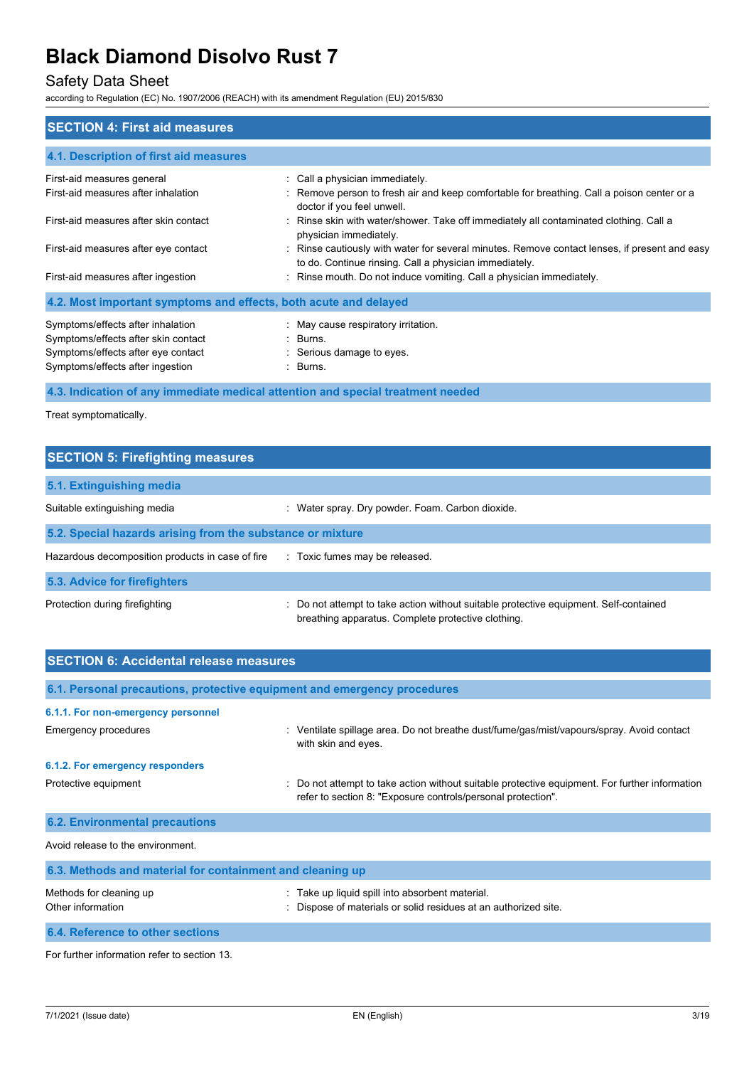## SECTION 4: First aid measures

### 4.1. Description of first aid measures

| | |
|---|---|
| First-aid measures general | : Call a physician immediately. |
| First-aid measures after inhalation | : Remove person to fresh air and keep comfortable for breathing. Call a poison center or a doctor if you feel unwell. |
| First-aid measures after skin contact | : Rinse skin with water/shower. Take off immediately all contaminated clothing. Call a physician immediately. |
| First-aid measures after eye contact | : Rinse cautiously with water for several minutes. Remove contact lenses, if present and easy to do. Continue rinsing. Call a physician immediately. |
| First-aid measures after ingestion | : Rinse mouth. Do not induce vomiting. Call a physician immediately. |

### 4.2. Most important symptoms and effects, both acute and delayed

| | |
|---|---|
| Symptoms/effects after inhalation | : May cause respiratory irritation. |
| Symptoms/effects after skin contact | : Burns. |
| Symptoms/effects after eye contact | : Serious damage to eyes. |
| Symptoms/effects after ingestion | : Burns. |

### 4.3. Indication of any immediate medical attention and special treatment needed

Treat symptomatically.

## SECTION 5: Firefighting measures

### 5.1. Extinguishing media

| | |
|---|---|
| Suitable extinguishing media | : Water spray. Dry powder. Foam. Carbon dioxide. |

### 5.2. Special hazards arising from the substance or mixture

| | |
|---|---|
| Hazardous decomposition products in case of fire | : Toxic fumes may be released. |

### 5.3. Advice for firefighters

| | |
|---|---|
| Protection during firefighting | : Do not attempt to take action without suitable protective equipment. Self-contained breathing apparatus. Complete protective clothing. |

## SECTION 6: Accidental release measures

### 6.1. Personal precautions, protective equipment and emergency procedures

#### 6.1.1. For non-emergency personnel

| | |
|---|---|
| Emergency procedures | : Ventilate spillage area. Do not breathe dust/fume/gas/mist/vapours/spray. Avoid contact with skin and eyes. |

#### 6.1.2. For emergency responders

| | |
|---|---|
| Protective equipment | : Do not attempt to take action without suitable protective equipment. For further information refer to section 8: "Exposure controls/personal protection". |

### 6.2. Environmental precautions

Avoid release to the environment.

### 6.3. Methods and material for containment and cleaning up

| | |
|---|---|
| Methods for cleaning up | : Take up liquid spill into absorbent material. |
| Other information | : Dispose of materials or solid residues at an authorized site. |

### 6.4. Reference to other sections

For further information refer to section 13.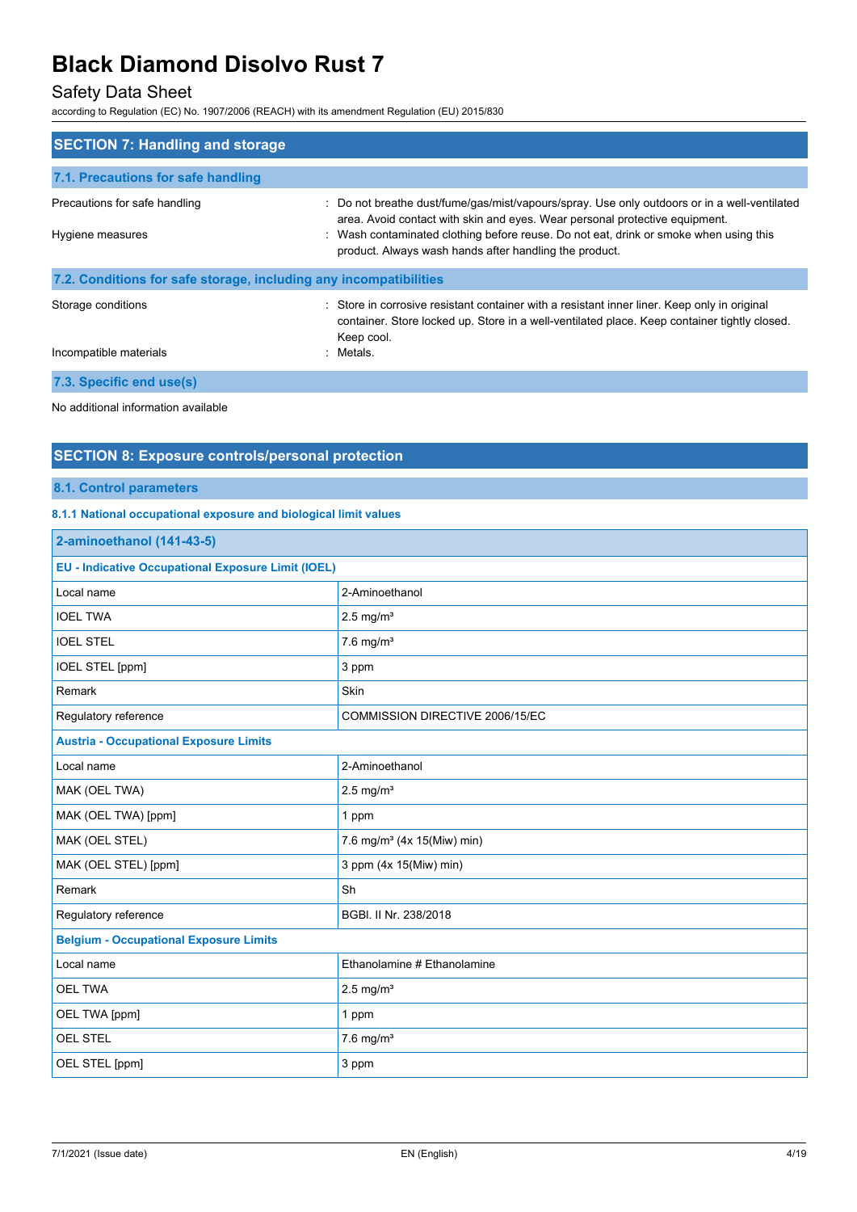## SECTION 7: Handling and storage

### 7.1. Precautions for safe handling

Precautions for safe handling : Do not breathe dust/fume/gas/mist/vapours/spray. Use only outdoors or in a well-ventilated area. Avoid contact with skin and eyes. Wear personal protective equipment.

Hygiene measures : Wash contaminated clothing before reuse. Do not eat, drink or smoke when using this product. Always wash hands after handling the product.

### 7.2. Conditions for safe storage, including any incompatibilities

Storage conditions : Store in corrosive resistant container with a resistant inner liner. Keep only in original container. Store locked up. Store in a well-ventilated place. Keep container tightly closed. Keep cool.

Incompatible materials : Metals.

### 7.3. Specific end use(s)

No additional information available

## SECTION 8: Exposure controls/personal protection

### 8.1. Control parameters

#### 8.1.1 National occupational exposure and biological limit values

| 2-aminoethanol (141-43-5) | |
|---|---|
| **EU - Indicative Occupational Exposure Limit (IOEL)** | |
| Local name | 2-Aminoethanol |
| IOEL TWA | 2.5 mg/m³ |
| IOEL STEL | 7.6 mg/m³ |
| IOEL STEL [ppm] | 3 ppm |
| Remark | Skin |
| Regulatory reference | COMMISSION DIRECTIVE 2006/15/EC |
| **Austria - Occupational Exposure Limits** | |
| Local name | 2-Aminoethanol |
| MAK (OEL TWA) | 2.5 mg/m³ |
| MAK (OEL TWA) [ppm] | 1 ppm |
| MAK (OEL STEL) | 7.6 mg/m³ (4x 15(Miw) min) |
| MAK (OEL STEL) [ppm] | 3 ppm (4x 15(Miw) min) |
| Remark | Sh |
| Regulatory reference | BGBl. II Nr. 238/2018 |
| **Belgium - Occupational Exposure Limits** | |
| Local name | Ethanolamine # Ethanolamine |
| OEL TWA | 2.5 mg/m³ |
| OEL TWA [ppm] | 1 ppm |
| OEL STEL | 7.6 mg/m³ |
| OEL STEL [ppm] | 3 ppm |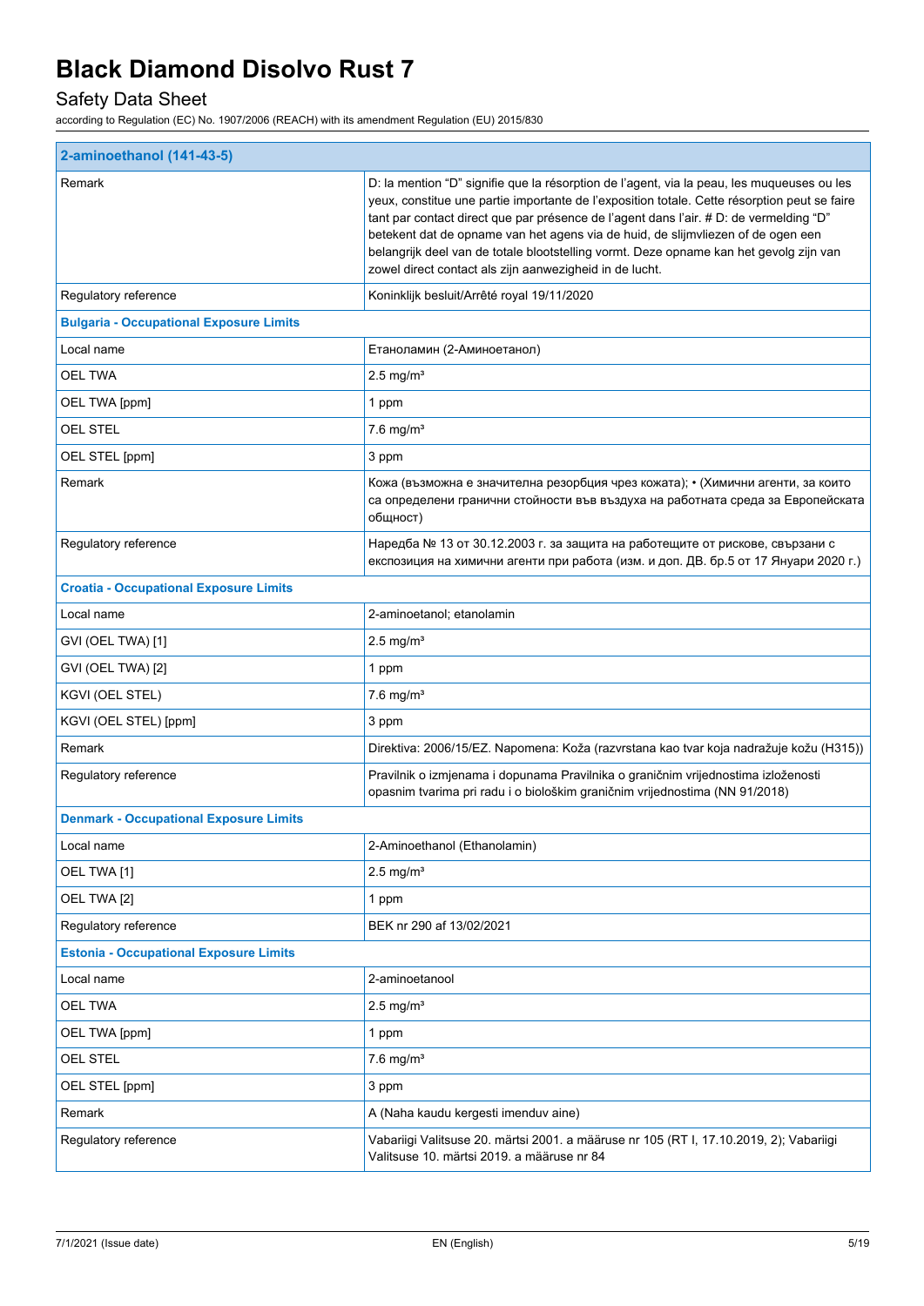| 2-aminoethanol (141-43-5) | |
|---|---|
| Remark | D: la mention "D" signifie que la résorption de l'agent, via la peau, les muqueuses ou les yeux, constitue une partie importante de l'exposition totale. Cette résorption peut se faire tant par contact direct que par présence de l'agent dans l'air. # D: de vermelding "D" betekent dat de opname van het agens via de huid, de slijmvliezen of de ogen een belangrijk deel van de totale blootstelling vormt. Deze opname kan het gevolg zijn van zowel direct contact als zijn aanwezigheid in de lucht. |
| Regulatory reference | Koninklijk besluit/Arrêté royal 19/11/2020 |
| **Bulgaria - Occupational Exposure Limits** | |
| Local name | Етаноламин (2-Аминоетанол) |
| OEL TWA | 2.5 mg/m³ |
| OEL TWA [ppm] | 1 ppm |
| OEL STEL | 7.6 mg/m³ |
| OEL STEL [ppm] | 3 ppm |
| Remark | Кожа (възможна е значителна резорбция чрез кожата); • (Химични агенти, за които са определени гранични стойности във въздуха на работната среда за Европейската общност) |
| Regulatory reference | Наредба № 13 от 30.12.2003 г. за защита на работещите от рискове, свързани с експозиция на химични агенти при работа (изм. и доп. ДВ. бр.5 от 17 Януари 2020 г.) |
| **Croatia - Occupational Exposure Limits** | |
| Local name | 2-aminoetanol; etanolamin |
| GVI (OEL TWA) [1] | 2.5 mg/m³ |
| GVI (OEL TWA) [2] | 1 ppm |
| KGVI (OEL STEL) | 7.6 mg/m³ |
| KGVI (OEL STEL) [ppm] | 3 ppm |
| Remark | Direktiva: 2006/15/EZ. Napomena: Koža (razvrstana kao tvar koja nadražuje kožu (H315)) |
| Regulatory reference | Pravilnik o izmjenama i dopunama Pravilnika o graničnim vrijednostima izloženosti opasnim tvarima pri radu i o biološkim graničnim vrijednostima (NN 91/2018) |
| **Denmark - Occupational Exposure Limits** | |
| Local name | 2-Aminoethanol (Ethanolamin) |
| OEL TWA [1] | 2.5 mg/m³ |
| OEL TWA [2] | 1 ppm |
| Regulatory reference | BEK nr 290 af 13/02/2021 |
| **Estonia - Occupational Exposure Limits** | |
| Local name | 2-aminoetanool |
| OEL TWA | 2.5 mg/m³ |
| OEL TWA [ppm] | 1 ppm |
| OEL STEL | 7.6 mg/m³ |
| OEL STEL [ppm] | 3 ppm |
| Remark | A (Naha kaudu kergesti imenduv aine) |
| Regulatory reference | Vabariigi Valitsuse 20. märtsi 2001. a määruse nr 105 (RT I, 17.10.2019, 2); Vabariigi Valitsuse 10. märtsi 2019. a määruse nr 84 |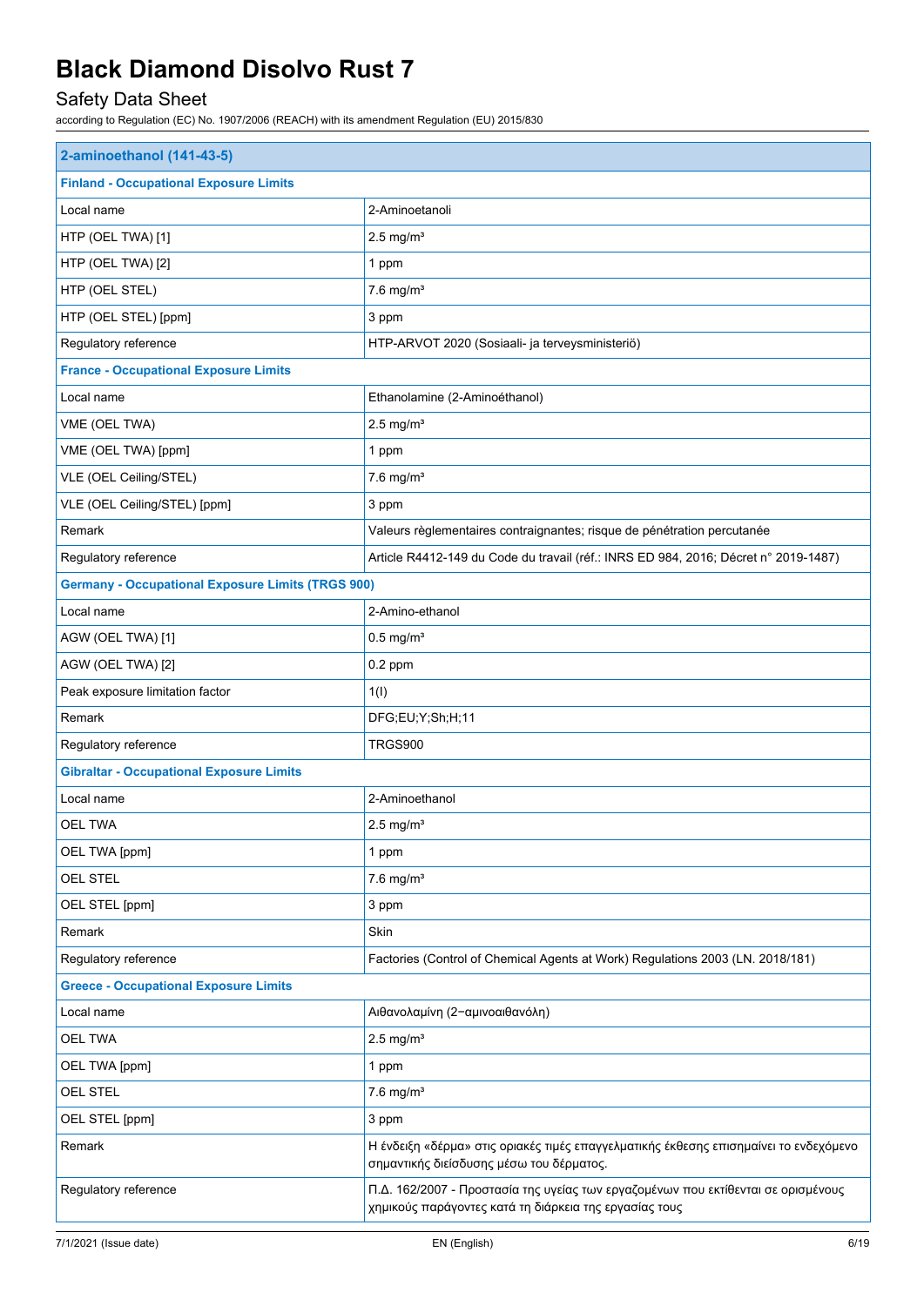| 2-aminoethanol (141-43-5) | |
|---|---|
| **Finland - Occupational Exposure Limits** | |
| Local name | 2-Aminoetanoli |
| HTP (OEL TWA) [1] | 2.5 mg/m³ |
| HTP (OEL TWA) [2] | 1 ppm |
| HTP (OEL STEL) | 7.6 mg/m³ |
| HTP (OEL STEL) [ppm] | 3 ppm |
| Regulatory reference | HTP-ARVOT 2020 (Sosiaali- ja terveysministeriö) |
| **France - Occupational Exposure Limits** | |
| Local name | Ethanolamine (2-Aminoéthanol) |
| VME (OEL TWA) | 2.5 mg/m³ |
| VME (OEL TWA) [ppm] | 1 ppm |
| VLE (OEL Ceiling/STEL) | 7.6 mg/m³ |
| VLE (OEL Ceiling/STEL) [ppm] | 3 ppm |
| Remark | Valeurs règlementaires contraignantes; risque de pénétration percutanée |
| Regulatory reference | Article R4412-149 du Code du travail (réf.: INRS ED 984, 2016; Décret n° 2019-1487) |
| **Germany - Occupational Exposure Limits (TRGS 900)** | |
| Local name | 2-Amino-ethanol |
| AGW (OEL TWA) [1] | 0.5 mg/m³ |
| AGW (OEL TWA) [2] | 0.2 ppm |
| Peak exposure limitation factor | 1(I) |
| Remark | DFG;EU;Y;Sh;H;11 |
| Regulatory reference | TRGS900 |
| **Gibraltar - Occupational Exposure Limits** | |
| Local name | 2-Aminoethanol |
| OEL TWA | 2.5 mg/m³ |
| OEL TWA [ppm] | 1 ppm |
| OEL STEL | 7.6 mg/m³ |
| OEL STEL [ppm] | 3 ppm |
| Remark | Skin |
| Regulatory reference | Factories (Control of Chemical Agents at Work) Regulations 2003 (LN. 2018/181) |
| **Greece - Occupational Exposure Limits** | |
| Local name | Αιθανολαμίνη (2−αμινοαιθανόλη) |
| OEL TWA | 2.5 mg/m³ |
| OEL TWA [ppm] | 1 ppm |
| OEL STEL | 7.6 mg/m³ |
| OEL STEL [ppm] | 3 ppm |
| Remark | Η ένδειξη «δέρμα» στις οριακές τιμές επαγγελματικής έκθεσης επισημαίνει το ενδεχόμενο σημαντικής διείσδυσης μέσω του δέρματος. |
| Regulatory reference | Π.Δ. 162/2007 - Προστασία της υγείας των εργαζομένων που εκτίθενται σε ορισμένους χημικούς παράγοντες κατά τη διάρκεια της εργασίας τους |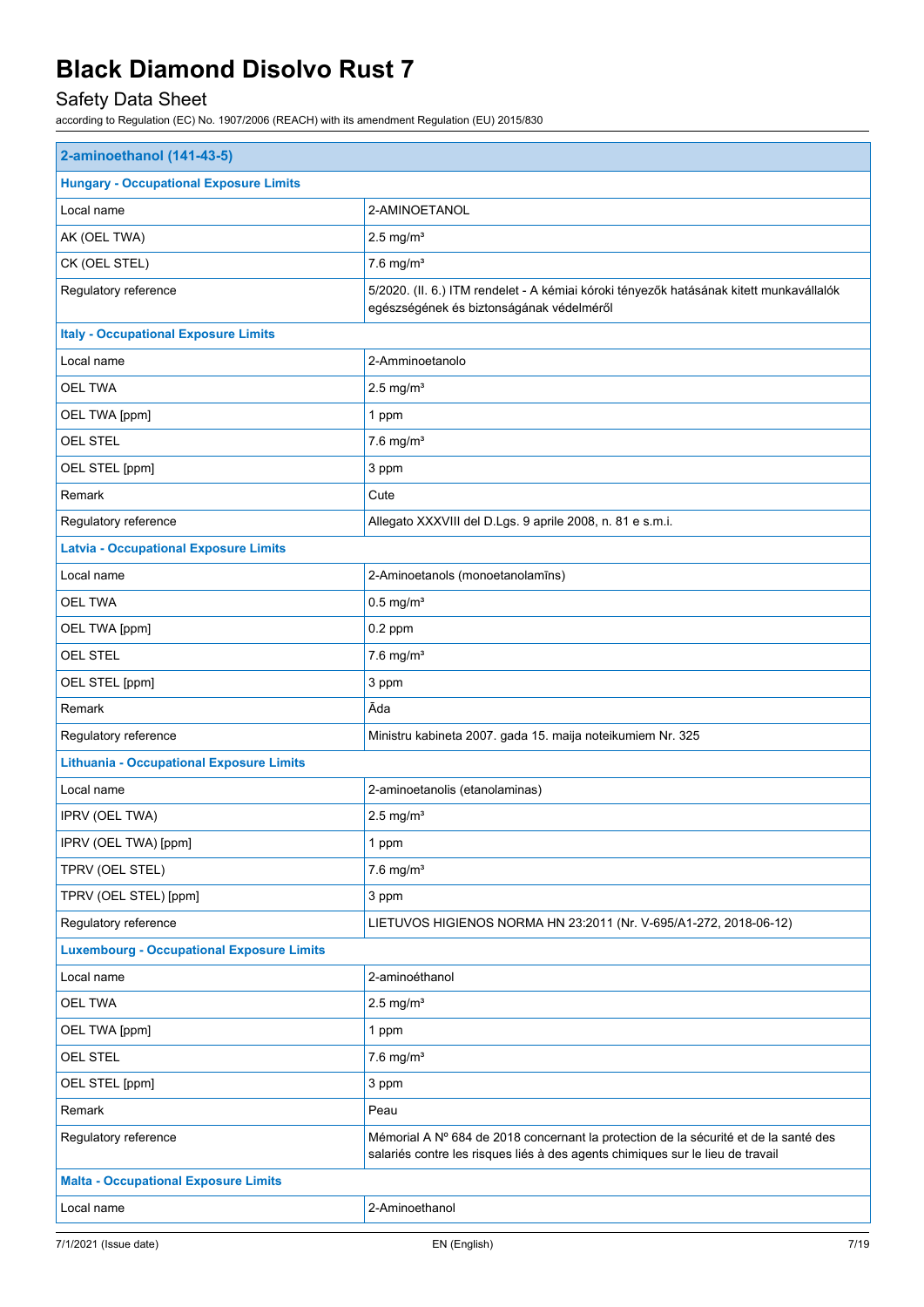| 2-aminoethanol (141-43-5) | |
|---|---|
| **Hungary - Occupational Exposure Limits** | |
| Local name | 2-AMINOETANOL |
| AK (OEL TWA) | 2.5 mg/m³ |
| CK (OEL STEL) | 7.6 mg/m³ |
| Regulatory reference | 5/2020. (II. 6.) ITM rendelet - A kémiai kóroki tényezők hatásának kitett munkavállalók egészségének és biztonságának védelméről |
| **Italy - Occupational Exposure Limits** | |
| Local name | 2-Amminoetanolo |
| OEL TWA | 2.5 mg/m³ |
| OEL TWA [ppm] | 1 ppm |
| OEL STEL | 7.6 mg/m³ |
| OEL STEL [ppm] | 3 ppm |
| Remark | Cute |
| Regulatory reference | Allegato XXXVIII del D.Lgs. 9 aprile 2008, n. 81 e s.m.i. |
| **Latvia - Occupational Exposure Limits** | |
| Local name | 2-Aminoetanols (monoetanolamīns) |
| OEL TWA | 0.5 mg/m³ |
| OEL TWA [ppm] | 0.2 ppm |
| OEL STEL | 7.6 mg/m³ |
| OEL STEL [ppm] | 3 ppm |
| Remark | Āda |
| Regulatory reference | Ministru kabineta 2007. gada 15. maija noteikumiem Nr. 325 |
| **Lithuania - Occupational Exposure Limits** | |
| Local name | 2-aminoetanolis (etanolaminas) |
| IPRV (OEL TWA) | 2.5 mg/m³ |
| IPRV (OEL TWA) [ppm] | 1 ppm |
| TPRV (OEL STEL) | 7.6 mg/m³ |
| TPRV (OEL STEL) [ppm] | 3 ppm |
| Regulatory reference | LIETUVOS HIGIENOS NORMA HN 23:2011 (Nr. V-695/A1-272, 2018-06-12) |
| **Luxembourg - Occupational Exposure Limits** | |
| Local name | 2-aminoéthanol |
| OEL TWA | 2.5 mg/m³ |
| OEL TWA [ppm] | 1 ppm |
| OEL STEL | 7.6 mg/m³ |
| OEL STEL [ppm] | 3 ppm |
| Remark | Peau |
| Regulatory reference | Mémorial A Nº 684 de 2018 concernant la protection de la sécurité et de la santé des salariés contre les risques liés à des agents chimiques sur le lieu de travail |
| **Malta - Occupational Exposure Limits** | |
| Local name | 2-Aminoethanol |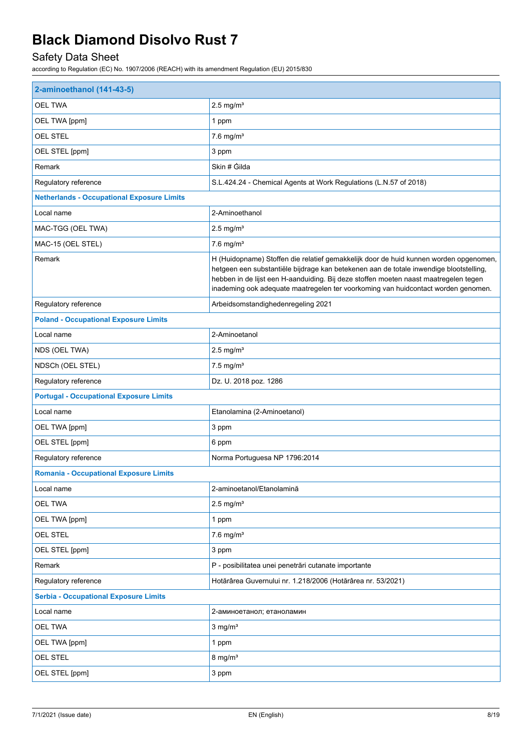| 2-aminoethanol (141-43-5) | |
|---|---|
| OEL TWA | 2.5 mg/m³ |
| OEL TWA [ppm] | 1 ppm |
| OEL STEL | 7.6 mg/m³ |
| OEL STEL [ppm] | 3 ppm |
| Remark | Skin # Ġilda |
| Regulatory reference | S.L.424.24 - Chemical Agents at Work Regulations (L.N.57 of 2018) |
| **Netherlands - Occupational Exposure Limits** | |
| Local name | 2-Aminoethanol |
| MAC-TGG (OEL TWA) | 2.5 mg/m³ |
| MAC-15 (OEL STEL) | 7.6 mg/m³ |
| Remark | H (Huidopname) Stoffen die relatief gemakkelijk door de huid kunnen worden opgenomen, hetgeen een substantiële bijdrage kan betekenen aan de totale inwendige blootstelling, hebben in de lijst een H-aanduiding. Bij deze stoffen moeten naast maatregelen tegen inademing ook adequate maatregelen ter voorkoming van huidcontact worden genomen. |
| Regulatory reference | Arbeidsomstandighedenregeling 2021 |
| **Poland - Occupational Exposure Limits** | |
| Local name | 2-Aminoetanol |
| NDS (OEL TWA) | 2.5 mg/m³ |
| NDSCh (OEL STEL) | 7.5 mg/m³ |
| Regulatory reference | Dz. U. 2018 poz. 1286 |
| **Portugal - Occupational Exposure Limits** | |
| Local name | Etanolamina (2-Aminoetanol) |
| OEL TWA [ppm] | 3 ppm |
| OEL STEL [ppm] | 6 ppm |
| Regulatory reference | Norma Portuguesa NP 1796:2014 |
| **Romania - Occupational Exposure Limits** | |
| Local name | 2-aminoetanol/Etanolamină |
| OEL TWA | 2.5 mg/m³ |
| OEL TWA [ppm] | 1 ppm |
| OEL STEL | 7.6 mg/m³ |
| OEL STEL [ppm] | 3 ppm |
| Remark | P - posibilitatea unei penetrări cutanate importante |
| Regulatory reference | Hotărârea Guvernului nr. 1.218/2006 (Hotărârea nr. 53/2021) |
| **Serbia - Occupational Exposure Limits** | |
| Local name | 2-аминоетанол; етаноламин |
| OEL TWA | 3 mg/m³ |
| OEL TWA [ppm] | 1 ppm |
| OEL STEL | 8 mg/m³ |
| OEL STEL [ppm] | 3 ppm |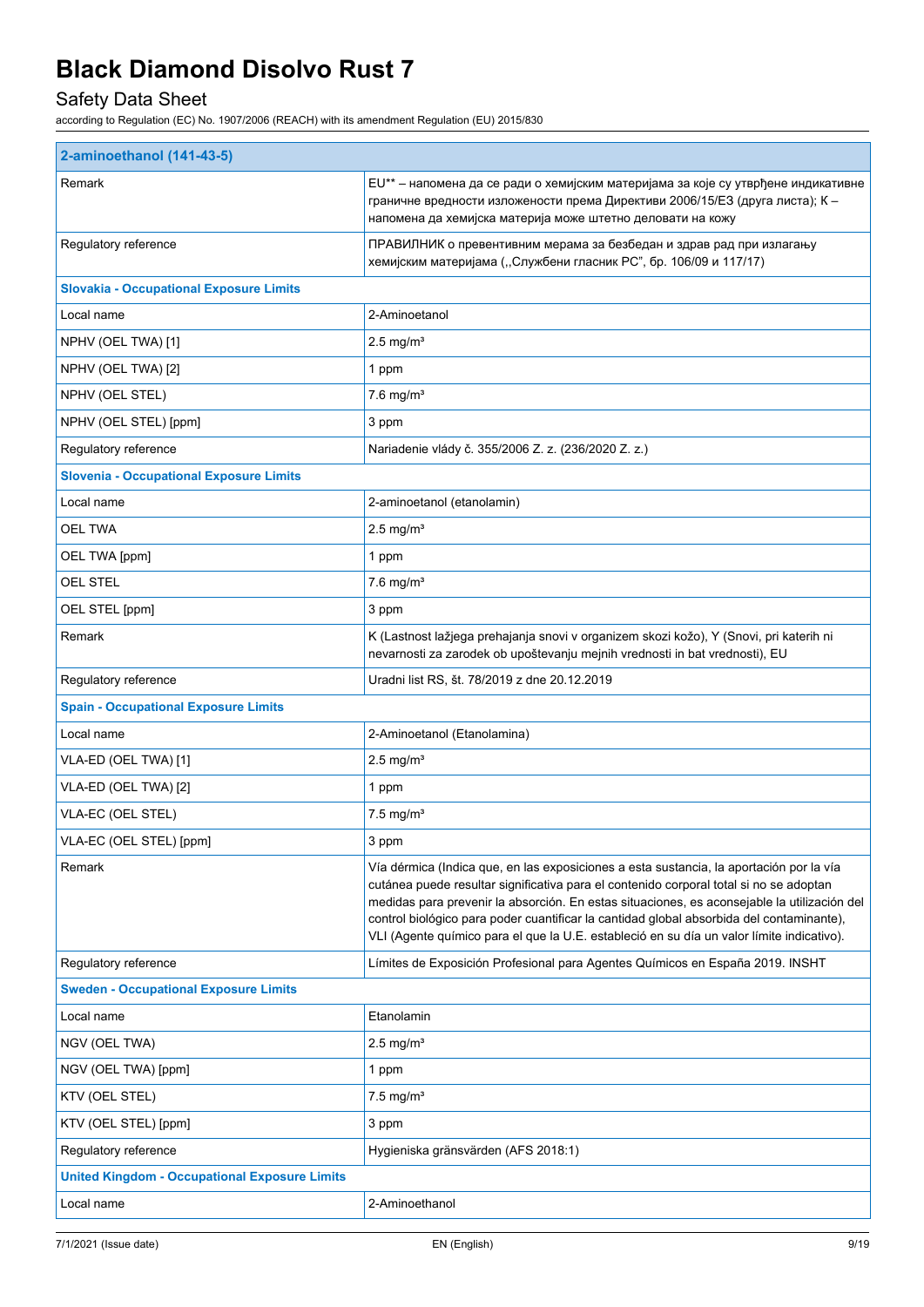| 2-aminoethanol (141-43-5) | |
|---|---|
| Remark | EU** – напомена да се ради о хемијским материјама за које су утврђене индикативне граничне вредности изложености према Директиви 2006/15/ЕЗ (друга листа); К – напомена да хемијска материја може штетно деловати на кожу |
| Regulatory reference | ПРАВИЛНИК о превентивним мерама за безбедан и здрав рад при излагању хемијским материјама (,,Службени гласник РС", бр. 106/09 и 117/17) |
| **Slovakia - Occupational Exposure Limits** | |
| Local name | 2-Aminoetanol |
| NPHV (OEL TWA) [1] | 2.5 mg/m³ |
| NPHV (OEL TWA) [2] | 1 ppm |
| NPHV (OEL STEL) | 7.6 mg/m³ |
| NPHV (OEL STEL) [ppm] | 3 ppm |
| Regulatory reference | Nariadenie vlády č. 355/2006 Z. z. (236/2020 Z. z.) |
| **Slovenia - Occupational Exposure Limits** | |
| Local name | 2-aminoetanol (etanolamin) |
| OEL TWA | 2.5 mg/m³ |
| OEL TWA [ppm] | 1 ppm |
| OEL STEL | 7.6 mg/m³ |
| OEL STEL [ppm] | 3 ppm |
| Remark | K (Lastnost lažjega prehajanja snovi v organizem skozi kožo), Y (Snovi, pri katerih ni nevarnosti za zarodek ob upoštevanju mejnih vrednosti in bat vrednosti), EU |
| Regulatory reference | Uradni list RS, št. 78/2019 z dne 20.12.2019 |
| **Spain - Occupational Exposure Limits** | |
| Local name | 2-Aminoetanol (Etanolamina) |
| VLA-ED (OEL TWA) [1] | 2.5 mg/m³ |
| VLA-ED (OEL TWA) [2] | 1 ppm |
| VLA-EC (OEL STEL) | 7.5 mg/m³ |
| VLA-EC (OEL STEL) [ppm] | 3 ppm |
| Remark | Vía dérmica (Indica que, en las exposiciones a esta sustancia, la aportación por la vía cutánea puede resultar significativa para el contenido corporal total si no se adoptan medidas para prevenir la absorción. En estas situaciones, es aconsejable la utilización del control biológico para poder cuantificar la cantidad global absorbida del contaminante), VLI (Agente químico para el que la U.E. estableció en su día un valor límite indicativo). |
| Regulatory reference | Límites de Exposición Profesional para Agentes Químicos en España 2019. INSHT |
| **Sweden - Occupational Exposure Limits** | |
| Local name | Etanolamin |
| NGV (OEL TWA) | 2.5 mg/m³ |
| NGV (OEL TWA) [ppm] | 1 ppm |
| KTV (OEL STEL) | 7.5 mg/m³ |
| KTV (OEL STEL) [ppm] | 3 ppm |
| Regulatory reference | Hygieniska gränsvärden (AFS 2018:1) |
| **United Kingdom - Occupational Exposure Limits** | |
| Local name | 2-Aminoethanol |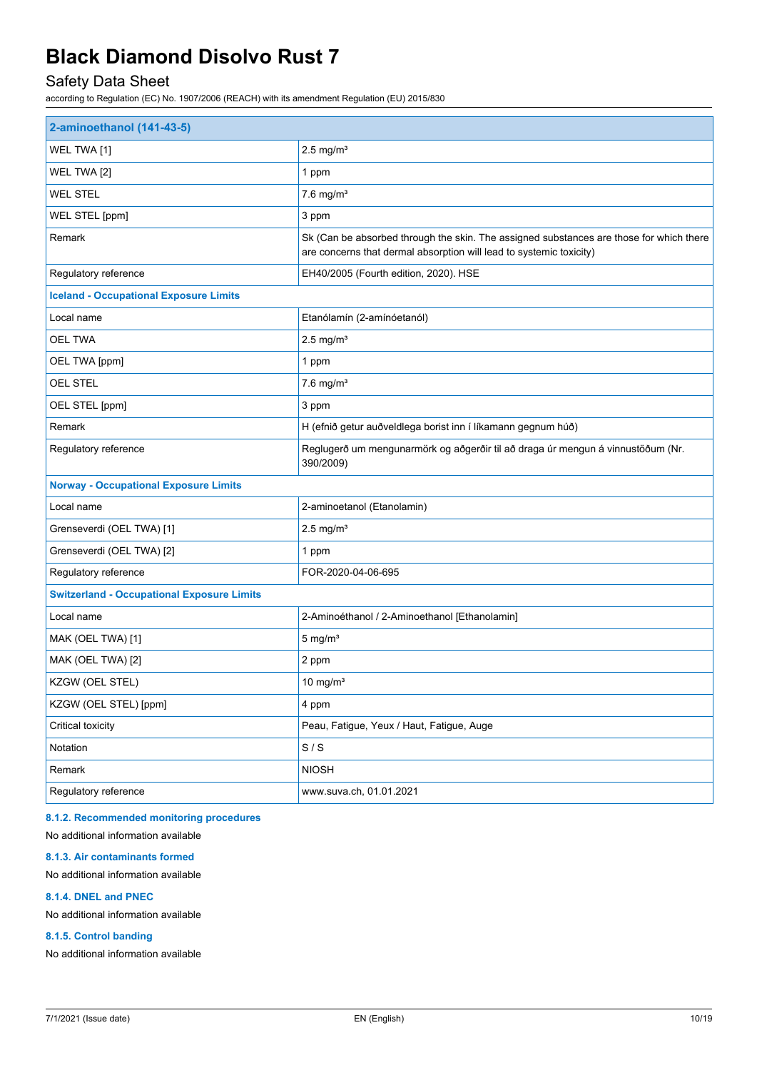| 2-aminoethanol (141-43-5) | |
|---|---|
| WEL TWA [1] | 2.5 mg/m³ |
| WEL TWA [2] | 1 ppm |
| WEL STEL | 7.6 mg/m³ |
| WEL STEL [ppm] | 3 ppm |
| Remark | Sk (Can be absorbed through the skin. The assigned substances are those for which there are concerns that dermal absorption will lead to systemic toxicity) |
| Regulatory reference | EH40/2005 (Fourth edition, 2020). HSE |
| **Iceland - Occupational Exposure Limits** | |
| Local name | Etanólamín (2-amínóetanól) |
| OEL TWA | 2.5 mg/m³ |
| OEL TWA [ppm] | 1 ppm |
| OEL STEL | 7.6 mg/m³ |
| OEL STEL [ppm] | 3 ppm |
| Remark | H (efnið getur auðveldlega borist inn í líkamann gegnum húð) |
| Regulatory reference | Reglugerð um mengunarmörk og aðgerðir til að draga úr mengun á vinnustöðum (Nr. 390/2009) |
| **Norway - Occupational Exposure Limits** | |
| Local name | 2-aminoetanol (Etanolamin) |
| Grenseverdi (OEL TWA) [1] | 2.5 mg/m³ |
| Grenseverdi (OEL TWA) [2] | 1 ppm |
| Regulatory reference | FOR-2020-04-06-695 |
| **Switzerland - Occupational Exposure Limits** | |
| Local name | 2-Aminoéthanol / 2-Aminoethanol [Ethanolamin] |
| MAK (OEL TWA) [1] | 5 mg/m³ |
| MAK (OEL TWA) [2] | 2 ppm |
| KZGW (OEL STEL) | 10 mg/m³ |
| KZGW (OEL STEL) [ppm] | 4 ppm |
| Critical toxicity | Peau, Fatigue, Yeux / Haut, Fatigue, Auge |
| Notation | S / S |
| Remark | NIOSH |
| Regulatory reference | www.suva.ch, 01.01.2021 |

#### 8.1.2. Recommended monitoring procedures

No additional information available

#### 8.1.3. Air contaminants formed

No additional information available

#### 8.1.4. DNEL and PNEC

No additional information available

#### 8.1.5. Control banding

No additional information available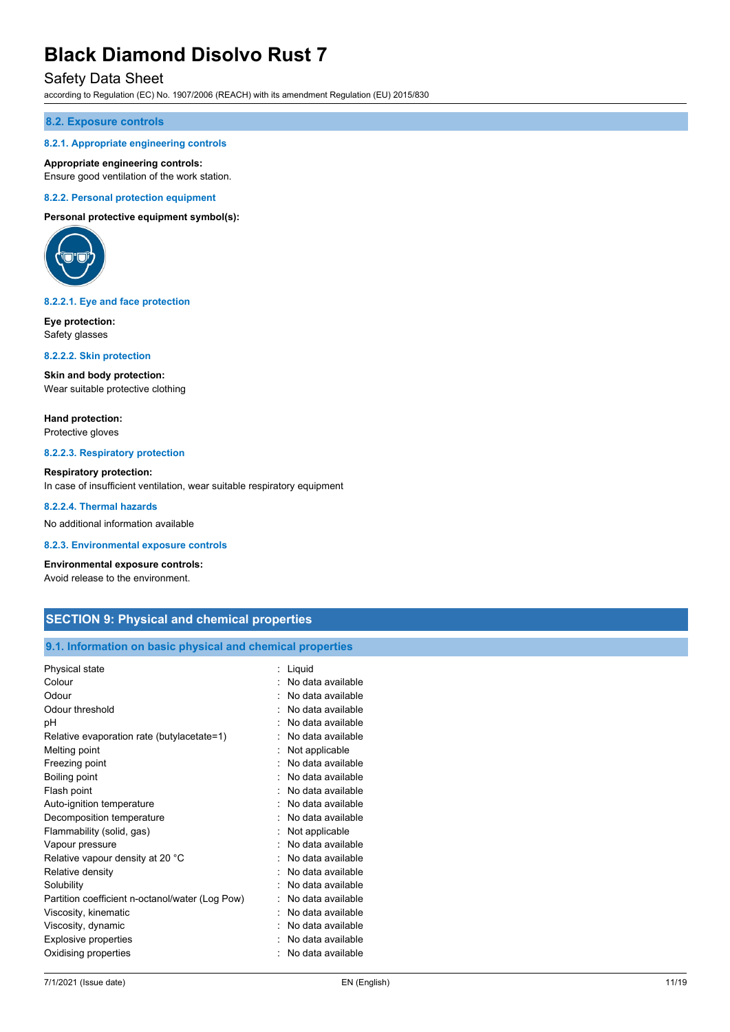### 8.2. Exposure controls

#### 8.2.1. Appropriate engineering controls

**Appropriate engineering controls:**
Ensure good ventilation of the work station.

#### 8.2.2. Personal protection equipment

**Personal protective equipment symbol(s):**

##### 8.2.2.1. Eye and face protection

**Eye protection:**
Safety glasses

##### 8.2.2.2. Skin protection

**Skin and body protection:**
Wear suitable protective clothing

**Hand protection:**
Protective gloves

##### 8.2.2.3. Respiratory protection

**Respiratory protection:**
In case of insufficient ventilation, wear suitable respiratory equipment

##### 8.2.2.4. Thermal hazards

No additional information available

#### 8.2.3. Environmental exposure controls

**Environmental exposure controls:**
Avoid release to the environment.

## SECTION 9: Physical and chemical properties

### 9.1. Information on basic physical and chemical properties

| | |
|---|---|
| Physical state | : Liquid |
| Colour | : No data available |
| Odour | : No data available |
| Odour threshold | : No data available |
| pH | : No data available |
| Relative evaporation rate (butylacetate=1) | : No data available |
| Melting point | : Not applicable |
| Freezing point | : No data available |
| Boiling point | : No data available |
| Flash point | : No data available |
| Auto-ignition temperature | : No data available |
| Decomposition temperature | : No data available |
| Flammability (solid, gas) | : Not applicable |
| Vapour pressure | : No data available |
| Relative vapour density at 20 °C | : No data available |
| Relative density | : No data available |
| Solubility | : No data available |
| Partition coefficient n-octanol/water (Log Pow) | : No data available |
| Viscosity, kinematic | : No data available |
| Viscosity, dynamic | : No data available |
| Explosive properties | : No data available |
| Oxidising properties | : No data available |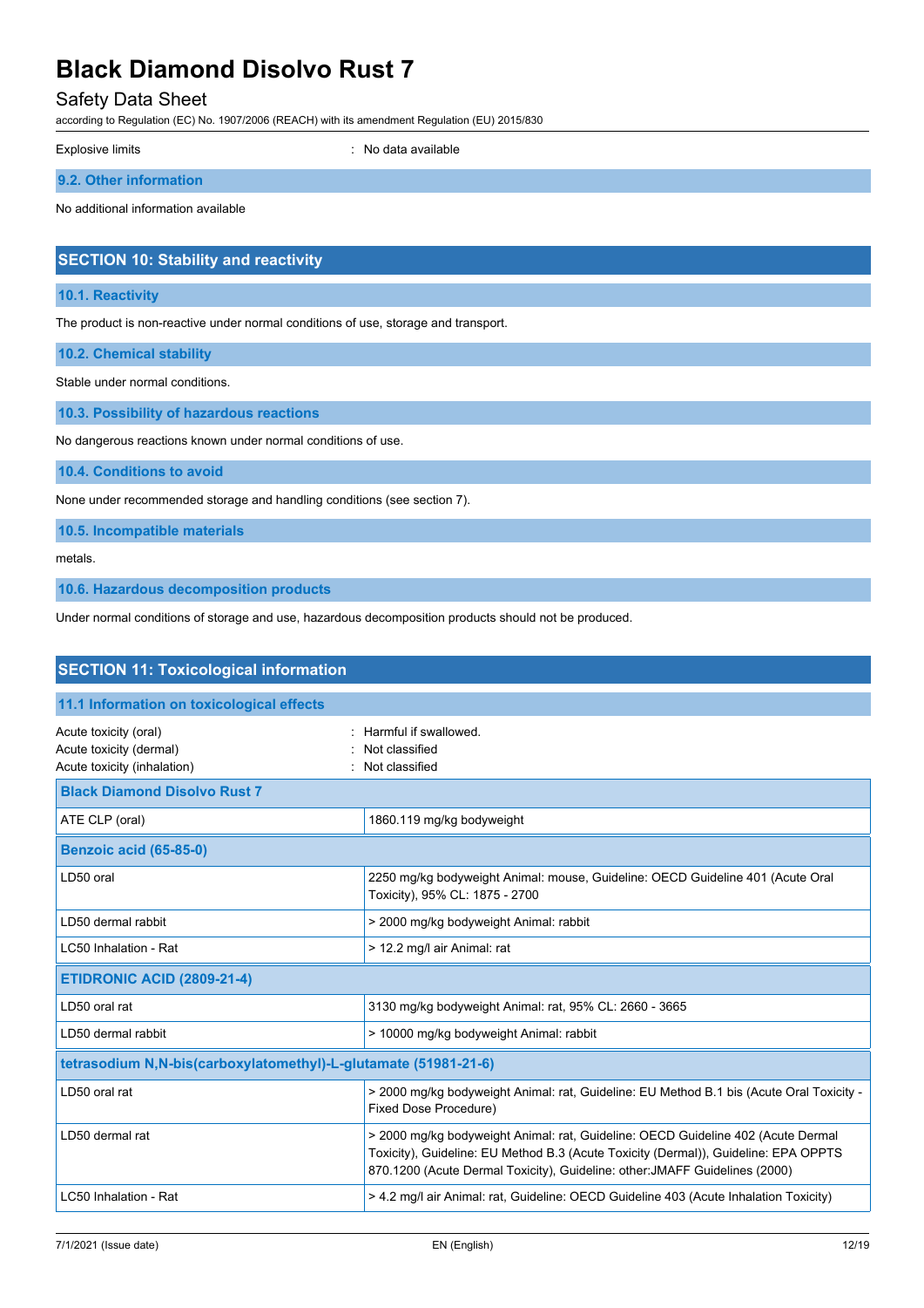Explosive limits : No data available

### 9.2. Other information

No additional information available

## SECTION 10: Stability and reactivity

### 10.1. Reactivity

The product is non-reactive under normal conditions of use, storage and transport.

### 10.2. Chemical stability

Stable under normal conditions.

### 10.3. Possibility of hazardous reactions

No dangerous reactions known under normal conditions of use.

### 10.4. Conditions to avoid

None under recommended storage and handling conditions (see section 7).

### 10.5. Incompatible materials

metals.

### 10.6. Hazardous decomposition products

Under normal conditions of storage and use, hazardous decomposition products should not be produced.

## SECTION 11: Toxicological information

### 11.1 Information on toxicological effects

Acute toxicity (oral) : Harmful if swallowed.
Acute toxicity (dermal) : Not classified
Acute toxicity (inhalation) : Not classified

| **Black Diamond Disolvo Rust 7** | |
|---|---|
| ATE CLP (oral) | 1860.119 mg/kg bodyweight |
| **Benzoic acid (65-85-0)** | |
| LD50 oral | 2250 mg/kg bodyweight Animal: mouse, Guideline: OECD Guideline 401 (Acute Oral Toxicity), 95% CL: 1875 - 2700 |
| LD50 dermal rabbit | > 2000 mg/kg bodyweight Animal: rabbit |
| LC50 Inhalation - Rat | > 12.2 mg/l air Animal: rat |
| **ETIDRONIC ACID (2809-21-4)** | |
| LD50 oral rat | 3130 mg/kg bodyweight Animal: rat, 95% CL: 2660 - 3665 |
| LD50 dermal rabbit | > 10000 mg/kg bodyweight Animal: rabbit |
| **tetrasodium N,N-bis(carboxylatomethyl)-L-glutamate (51981-21-6)** | |
| LD50 oral rat | > 2000 mg/kg bodyweight Animal: rat, Guideline: EU Method B.1 bis (Acute Oral Toxicity - Fixed Dose Procedure) |
| LD50 dermal rat | > 2000 mg/kg bodyweight Animal: rat, Guideline: OECD Guideline 402 (Acute Dermal Toxicity), Guideline: EU Method B.3 (Acute Toxicity (Dermal)), Guideline: EPA OPPTS 870.1200 (Acute Dermal Toxicity), Guideline: other:JMAFF Guidelines (2000) |
| LC50 Inhalation - Rat | > 4.2 mg/l air Animal: rat, Guideline: OECD Guideline 403 (Acute Inhalation Toxicity) |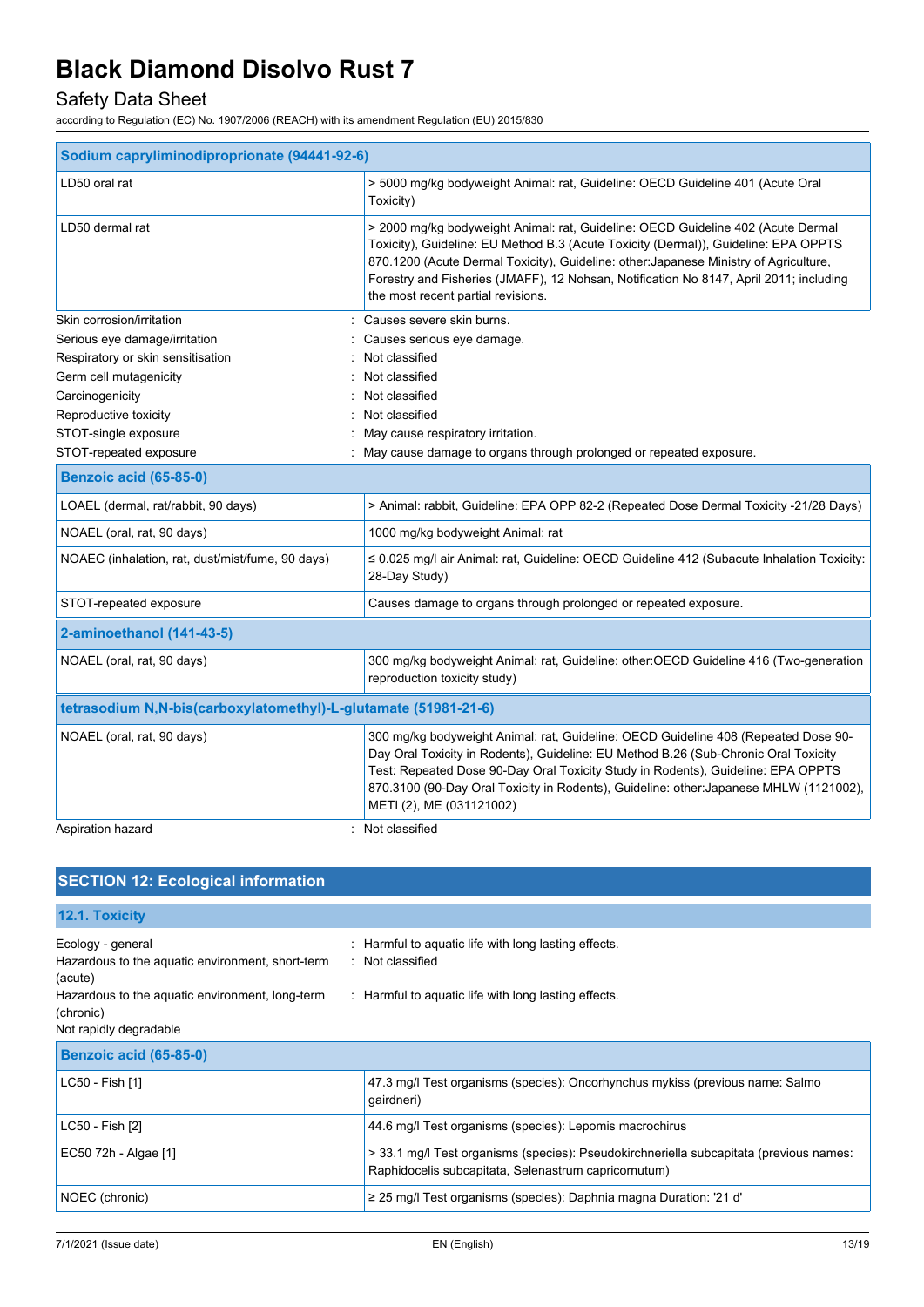| Sodium capryliminodiproprionate (94441-92-6) | |
|---|---|
| LD50 oral rat | > 5000 mg/kg bodyweight Animal: rat, Guideline: OECD Guideline 401 (Acute Oral Toxicity) |
| LD50 dermal rat | > 2000 mg/kg bodyweight Animal: rat, Guideline: OECD Guideline 402 (Acute Dermal Toxicity), Guideline: EU Method B.3 (Acute Toxicity (Dermal)), Guideline: EPA OPPTS 870.1200 (Acute Dermal Toxicity), Guideline: other:Japanese Ministry of Agriculture, Forestry and Fisheries (JMAFF), 12 Nohsan, Notification No 8147, April 2011; including the most recent partial revisions. |

Skin corrosion/irritation : Causes severe skin burns.

Serious eye damage/irritation : Causes serious eye damage.

Respiratory or skin sensitisation : Not classified

Germ cell mutagenicity : Not classified

Carcinogenicity : Not classified

Reproductive toxicity : Not classified

STOT-single exposure : May cause respiratory irritation.

STOT-repeated exposure : May cause damage to organs through prolonged or repeated exposure.

| Benzoic acid (65-85-0) | |
|---|---|
| LOAEL (dermal, rat/rabbit, 90 days) | > Animal: rabbit, Guideline: EPA OPP 82-2 (Repeated Dose Dermal Toxicity -21/28 Days) |
| NOAEL (oral, rat, 90 days) | 1000 mg/kg bodyweight Animal: rat |
| NOAEC (inhalation, rat, dust/mist/fume, 90 days) | ≤ 0.025 mg/l air Animal: rat, Guideline: OECD Guideline 412 (Subacute Inhalation Toxicity: 28-Day Study) |
| STOT-repeated exposure | Causes damage to organs through prolonged or repeated exposure. |

| 2-aminoethanol (141-43-5) | |
|---|---|
| NOAEL (oral, rat, 90 days) | 300 mg/kg bodyweight Animal: rat, Guideline: other:OECD Guideline 416 (Two-generation reproduction toxicity study) |

| tetrasodium N,N-bis(carboxylatomethyl)-L-glutamate (51981-21-6) | |
|---|---|
| NOAEL (oral, rat, 90 days) | 300 mg/kg bodyweight Animal: rat, Guideline: OECD Guideline 408 (Repeated Dose 90-Day Oral Toxicity in Rodents), Guideline: EU Method B.26 (Sub-Chronic Oral Toxicity Test: Repeated Dose 90-Day Oral Toxicity Study in Rodents), Guideline: EPA OPPTS 870.3100 (90-Day Oral Toxicity in Rodents), Guideline: other:Japanese MHLW (1121002), METI (2), ME (031121002) |

Aspiration hazard : Not classified

## SECTION 12: Ecological information

### 12.1. Toxicity

Ecology - general : Harmful to aquatic life with long lasting effects.

Hazardous to the aquatic environment, short-term (acute) : Not classified

Hazardous to the aquatic environment, long-term (chronic) : Harmful to aquatic life with long lasting effects.

Not rapidly degradable

| Benzoic acid (65-85-0) | |
|---|---|
| LC50 - Fish [1] | 47.3 mg/l Test organisms (species): Oncorhynchus mykiss (previous name: Salmo gairdneri) |
| LC50 - Fish [2] | 44.6 mg/l Test organisms (species): Lepomis macrochirus |
| EC50 72h - Algae [1] | > 33.1 mg/l Test organisms (species): Pseudokirchneriella subcapitata (previous names: Raphidocelis subcapitata, Selenastrum capricornutum) |
| NOEC (chronic) | ≥ 25 mg/l Test organisms (species): Daphnia magna Duration: '21 d' |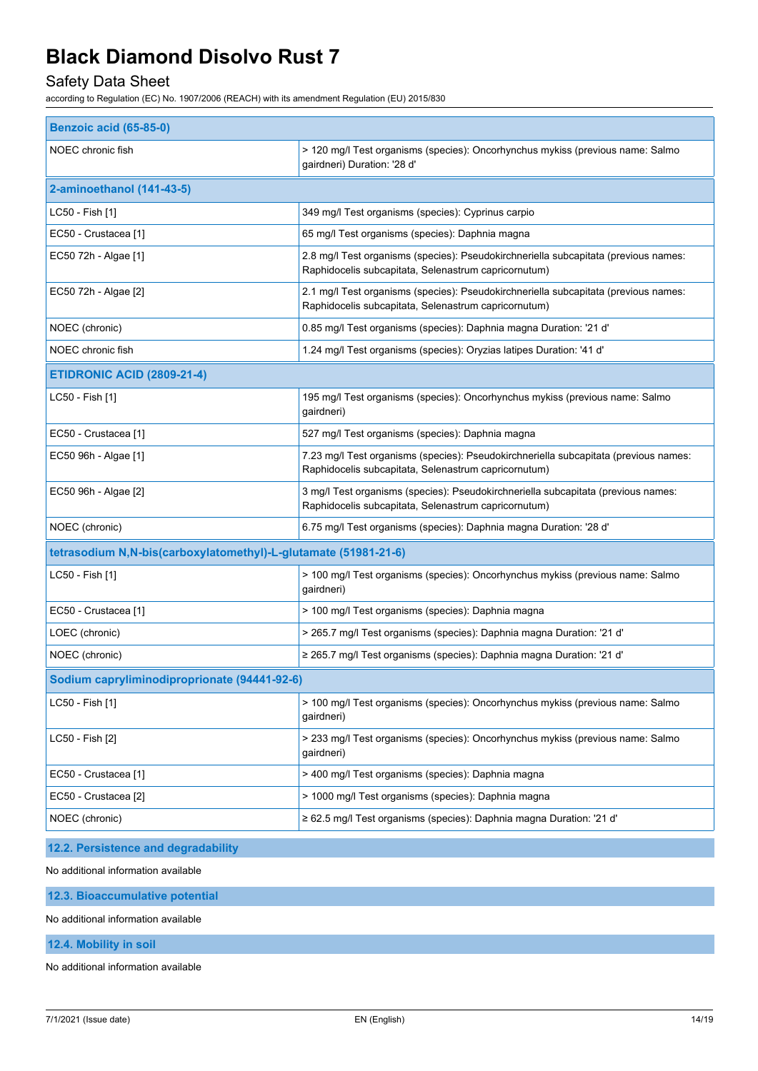| Benzoic acid (65-85-0) | |
|---|---|
| NOEC chronic fish | > 120 mg/l Test organisms (species): Oncorhynchus mykiss (previous name: Salmo gairdneri) Duration: '28 d' |
| **2-aminoethanol (141-43-5)** | |
| LC50 - Fish [1] | 349 mg/l Test organisms (species): Cyprinus carpio |
| EC50 - Crustacea [1] | 65 mg/l Test organisms (species): Daphnia magna |
| EC50 72h - Algae [1] | 2.8 mg/l Test organisms (species): Pseudokirchneriella subcapitata (previous names: Raphidocelis subcapitata, Selenastrum capricornutum) |
| EC50 72h - Algae [2] | 2.1 mg/l Test organisms (species): Pseudokirchneriella subcapitata (previous names: Raphidocelis subcapitata, Selenastrum capricornutum) |
| NOEC (chronic) | 0.85 mg/l Test organisms (species): Daphnia magna Duration: '21 d' |
| NOEC chronic fish | 1.24 mg/l Test organisms (species): Oryzias latipes Duration: '41 d' |
| **ETIDRONIC ACID (2809-21-4)** | |
| LC50 - Fish [1] | 195 mg/l Test organisms (species): Oncorhynchus mykiss (previous name: Salmo gairdneri) |
| EC50 - Crustacea [1] | 527 mg/l Test organisms (species): Daphnia magna |
| EC50 96h - Algae [1] | 7.23 mg/l Test organisms (species): Pseudokirchneriella subcapitata (previous names: Raphidocelis subcapitata, Selenastrum capricornutum) |
| EC50 96h - Algae [2] | 3 mg/l Test organisms (species): Pseudokirchneriella subcapitata (previous names: Raphidocelis subcapitata, Selenastrum capricornutum) |
| NOEC (chronic) | 6.75 mg/l Test organisms (species): Daphnia magna Duration: '28 d' |
| **tetrasodium N,N-bis(carboxylatomethyl)-L-glutamate (51981-21-6)** | |
| LC50 - Fish [1] | > 100 mg/l Test organisms (species): Oncorhynchus mykiss (previous name: Salmo gairdneri) |
| EC50 - Crustacea [1] | > 100 mg/l Test organisms (species): Daphnia magna |
| LOEC (chronic) | > 265.7 mg/l Test organisms (species): Daphnia magna Duration: '21 d' |
| NOEC (chronic) | ≥ 265.7 mg/l Test organisms (species): Daphnia magna Duration: '21 d' |
| **Sodium capryliminodiproprionate (94441-92-6)** | |
| LC50 - Fish [1] | > 100 mg/l Test organisms (species): Oncorhynchus mykiss (previous name: Salmo gairdneri) |
| LC50 - Fish [2] | > 233 mg/l Test organisms (species): Oncorhynchus mykiss (previous name: Salmo gairdneri) |
| EC50 - Crustacea [1] | > 400 mg/l Test organisms (species): Daphnia magna |
| EC50 - Crustacea [2] | > 1000 mg/l Test organisms (species): Daphnia magna |
| NOEC (chronic) | ≥ 62.5 mg/l Test organisms (species): Daphnia magna Duration: '21 d' |

## 12.2. Persistence and degradability

No additional information available

## 12.3. Bioaccumulative potential

No additional information available

## 12.4. Mobility in soil

No additional information available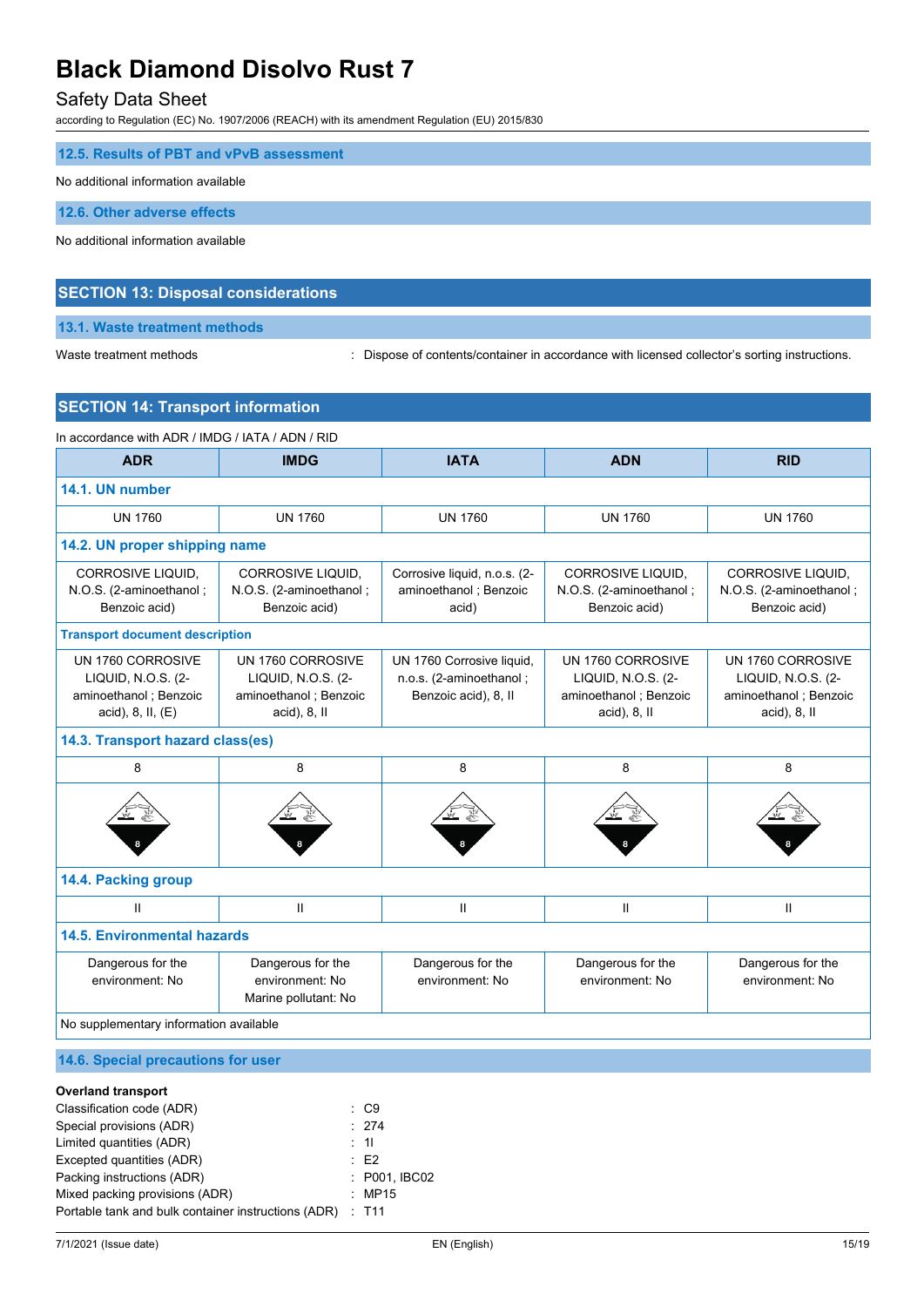### 12.5. Results of PBT and vPvB assessment

No additional information available

### 12.6. Other adverse effects

No additional information available

## SECTION 13: Disposal considerations

### 13.1. Waste treatment methods

Waste treatment methods : Dispose of contents/container in accordance with licensed collector's sorting instructions.

## SECTION 14: Transport information

In accordance with ADR / IMDG / IATA / ADN / RID

| ADR | IMDG | IATA | ADN | RID |
|---|---|---|---|---|
| **14.1. UN number** | | | | |
| UN 1760 | UN 1760 | UN 1760 | UN 1760 | UN 1760 |
| **14.2. UN proper shipping name** | | | | |
| CORROSIVE LIQUID, N.O.S. (2-aminoethanol ; Benzoic acid) | CORROSIVE LIQUID, N.O.S. (2-aminoethanol ; Benzoic acid) | Corrosive liquid, n.o.s. (2-aminoethanol ; Benzoic acid) | CORROSIVE LIQUID, N.O.S. (2-aminoethanol ; Benzoic acid) | CORROSIVE LIQUID, N.O.S. (2-aminoethanol ; Benzoic acid) |
| **Transport document description** | | | | |
| UN 1760 CORROSIVE LIQUID, N.O.S. (2-aminoethanol ; Benzoic acid), 8, II, (E) | UN 1760 CORROSIVE LIQUID, N.O.S. (2-aminoethanol ; Benzoic acid), 8, II | UN 1760 Corrosive liquid, n.o.s. (2-aminoethanol ; Benzoic acid), 8, II | UN 1760 CORROSIVE LIQUID, N.O.S. (2-aminoethanol ; Benzoic acid), 8, II | UN 1760 CORROSIVE LIQUID, N.O.S. (2-aminoethanol ; Benzoic acid), 8, II |
| **14.3. Transport hazard class(es)** | | | | |
| 8 | 8 | 8 | 8 | 8 |
| **14.4. Packing group** | | | | |
| II | II | II | II | II |
| **14.5. Environmental hazards** | | | | |
| Dangerous for the environment: No | Dangerous for the environment: No<br>Marine pollutant: No | Dangerous for the environment: No | Dangerous for the environment: No | Dangerous for the environment: No |
| No supplementary information available | | | | |

### 14.6. Special precautions for user

**Overland transport**

Classification code (ADR) : C9
Special provisions (ADR) : 274
Limited quantities (ADR) : 1l
Excepted quantities (ADR) : E2
Packing instructions (ADR) : P001, IBC02
Mixed packing provisions (ADR) : MP15
Portable tank and bulk container instructions (ADR) : T11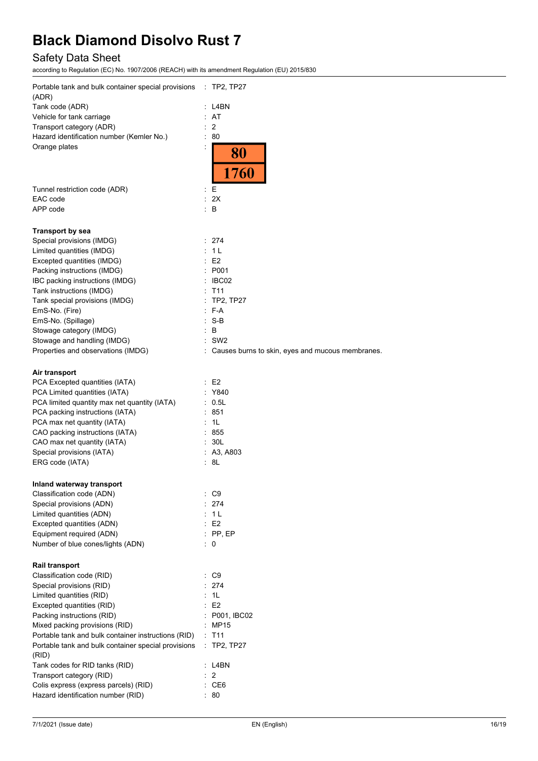| | |
|---|---|
| Portable tank and bulk container special provisions (ADR) | : TP2, TP27 |
| Tank code (ADR) | : L4BN |
| Vehicle for tank carriage | : AT |
| Transport category (ADR) | : 2 |
| Hazard identification number (Kemler No.) | : 80 |
| Orange plates | : 80 / 1760 |
| Tunnel restriction code (ADR) | : E |
| EAC code | : 2X |
| APP code | : B |

**Transport by sea**

| | |
|---|---|
| Special provisions (IMDG) | : 274 |
| Limited quantities (IMDG) | : 1 L |
| Excepted quantities (IMDG) | : E2 |
| Packing instructions (IMDG) | : P001 |
| IBC packing instructions (IMDG) | : IBC02 |
| Tank instructions (IMDG) | : T11 |
| Tank special provisions (IMDG) | : TP2, TP27 |
| EmS-No. (Fire) | : F-A |
| EmS-No. (Spillage) | : S-B |
| Stowage category (IMDG) | : B |
| Stowage and handling (IMDG) | : SW2 |
| Properties and observations (IMDG) | : Causes burns to skin, eyes and mucous membranes. |

**Air transport**

| | |
|---|---|
| PCA Excepted quantities (IATA) | : E2 |
| PCA Limited quantities (IATA) | : Y840 |
| PCA limited quantity max net quantity (IATA) | : 0.5L |
| PCA packing instructions (IATA) | : 851 |
| PCA max net quantity (IATA) | : 1L |
| CAO packing instructions (IATA) | : 855 |
| CAO max net quantity (IATA) | : 30L |
| Special provisions (IATA) | : A3, A803 |
| ERG code (IATA) | : 8L |

**Inland waterway transport**

| | |
|---|---|
| Classification code (ADN) | : C9 |
| Special provisions (ADN) | : 274 |
| Limited quantities (ADN) | : 1 L |
| Excepted quantities (ADN) | : E2 |
| Equipment required (ADN) | : PP, EP |
| Number of blue cones/lights (ADN) | : 0 |

**Rail transport**

| | |
|---|---|
| Classification code (RID) | : C9 |
| Special provisions (RID) | : 274 |
| Limited quantities (RID) | : 1L |
| Excepted quantities (RID) | : E2 |
| Packing instructions (RID) | : P001, IBC02 |
| Mixed packing provisions (RID) | : MP15 |
| Portable tank and bulk container instructions (RID) | : T11 |
| Portable tank and bulk container special provisions (RID) | : TP2, TP27 |
| Tank codes for RID tanks (RID) | : L4BN |
| Transport category (RID) | : 2 |
| Colis express (express parcels) (RID) | : CE6 |
| Hazard identification number (RID) | : 80 |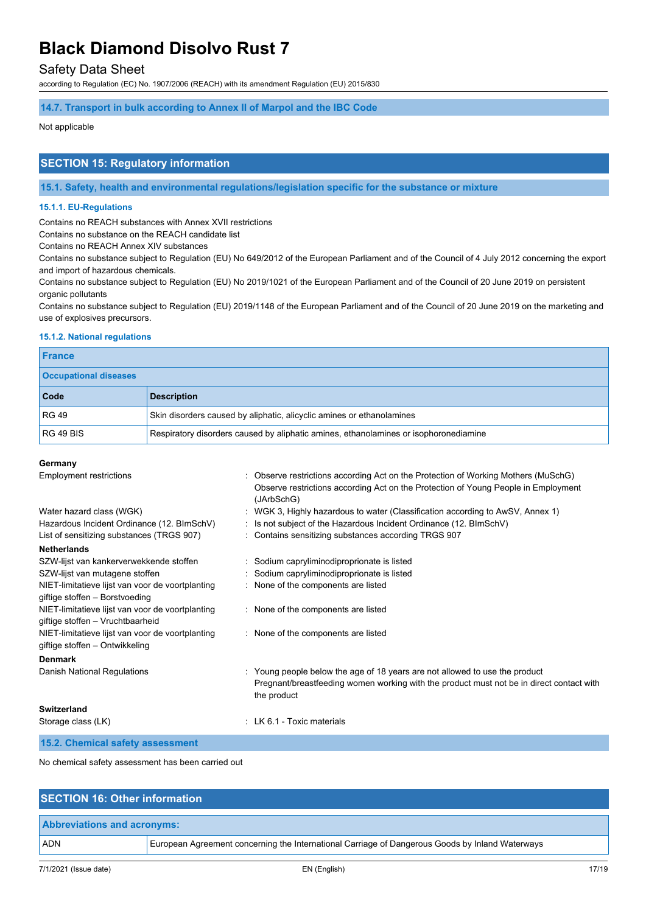#### 14.7. Transport in bulk according to Annex II of Marpol and the IBC Code

Not applicable

## SECTION 15: Regulatory information

### 15.1. Safety, health and environmental regulations/legislation specific for the substance or mixture

#### 15.1.1. EU-Regulations

Contains no REACH substances with Annex XVII restrictions
Contains no substance on the REACH candidate list
Contains no REACH Annex XIV substances
Contains no substance subject to Regulation (EU) No 649/2012 of the European Parliament and of the Council of 4 July 2012 concerning the export and import of hazardous chemicals.
Contains no substance subject to Regulation (EU) No 2019/1021 of the European Parliament and of the Council of 20 June 2019 on persistent organic pollutants
Contains no substance subject to Regulation (EU) 2019/1148 of the European Parliament and of the Council of 20 June 2019 on the marketing and use of explosives precursors.

#### 15.1.2. National regulations

**France**

**Occupational diseases**

| Code | Description |
|---|---|
| RG 49 | Skin disorders caused by aliphatic, alicyclic amines or ethanolamines |
| RG 49 BIS | Respiratory disorders caused by aliphatic amines, ethanolamines or isophoronediamine |

**Germany**

| | |
|---|---|
| Employment restrictions | : Observe restrictions according Act on the Protection of Working Mothers (MuSchG) Observe restrictions according Act on the Protection of Young People in Employment (JArbSchG) |
| Water hazard class (WGK) | : WGK 3, Highly hazardous to water (Classification according to AwSV, Annex 1) |
| Hazardous Incident Ordinance (12. BImSchV) | : Is not subject of the Hazardous Incident Ordinance (12. BImSchV) |
| List of sensitizing substances (TRGS 907) | : Contains sensitizing substances according TRGS 907 |

**Netherlands**

| | |
|---|---|
| SZW-lijst van kankerverwekkende stoffen | : Sodium capryliminodiproprionate is listed |
| SZW-lijst van mutagene stoffen | : Sodium capryliminodiproprionate is listed |
| NIET-limitatieve lijst van voor de voortplanting giftige stoffen – Borstvoeding | : None of the components are listed |
| NIET-limitatieve lijst van voor de voortplanting giftige stoffen – Vruchtbaarheid | : None of the components are listed |
| NIET-limitatieve lijst van voor de voortplanting giftige stoffen – Ontwikkeling | : None of the components are listed |

**Denmark**

| | |
|---|---|
| Danish National Regulations | : Young people below the age of 18 years are not allowed to use the product Pregnant/breastfeeding women working with the product must not be in direct contact with the product |

**Switzerland**

| | |
|---|---|
| Storage class (LK) | : LK 6.1 - Toxic materials |

### 15.2. Chemical safety assessment

No chemical safety assessment has been carried out

## SECTION 16: Other information

| Abbreviations and acronyms: | |
|---|---|
| ADN | European Agreement concerning the International Carriage of Dangerous Goods by Inland Waterways |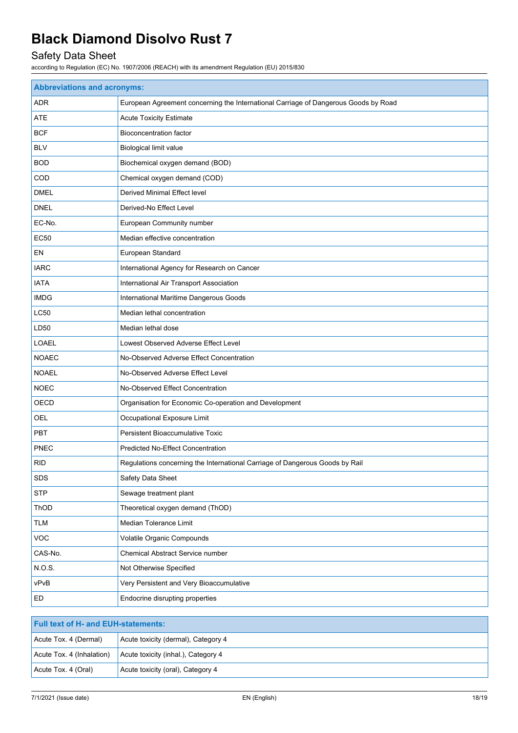| Abbreviations and acronyms: | |
|---|---|
| ADR | European Agreement concerning the International Carriage of Dangerous Goods by Road |
| ATE | Acute Toxicity Estimate |
| BCF | Bioconcentration factor |
| BLV | Biological limit value |
| BOD | Biochemical oxygen demand (BOD) |
| COD | Chemical oxygen demand (COD) |
| DMEL | Derived Minimal Effect level |
| DNEL | Derived-No Effect Level |
| EC-No. | European Community number |
| EC50 | Median effective concentration |
| EN | European Standard |
| IARC | International Agency for Research on Cancer |
| IATA | International Air Transport Association |
| IMDG | International Maritime Dangerous Goods |
| LC50 | Median lethal concentration |
| LD50 | Median lethal dose |
| LOAEL | Lowest Observed Adverse Effect Level |
| NOAEC | No-Observed Adverse Effect Concentration |
| NOAEL | No-Observed Adverse Effect Level |
| NOEC | No-Observed Effect Concentration |
| OECD | Organisation for Economic Co-operation and Development |
| OEL | Occupational Exposure Limit |
| PBT | Persistent Bioaccumulative Toxic |
| PNEC | Predicted No-Effect Concentration |
| RID | Regulations concerning the International Carriage of Dangerous Goods by Rail |
| SDS | Safety Data Sheet |
| STP | Sewage treatment plant |
| ThOD | Theoretical oxygen demand (ThOD) |
| TLM | Median Tolerance Limit |
| VOC | Volatile Organic Compounds |
| CAS-No. | Chemical Abstract Service number |
| N.O.S. | Not Otherwise Specified |
| vPvB | Very Persistent and Very Bioaccumulative |
| ED | Endocrine disrupting properties |

| Full text of H- and EUH-statements: | |
|---|---|
| Acute Tox. 4 (Dermal) | Acute toxicity (dermal), Category 4 |
| Acute Tox. 4 (Inhalation) | Acute toxicity (inhal.), Category 4 |
| Acute Tox. 4 (Oral) | Acute toxicity (oral), Category 4 |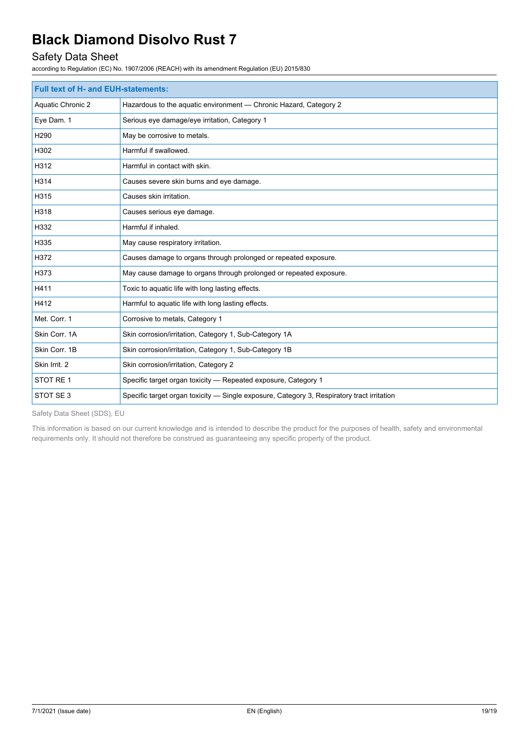| Full text of H- and EUH-statements: | |
|---|---|
| Aquatic Chronic 2 | Hazardous to the aquatic environment — Chronic Hazard, Category 2 |
| Eye Dam. 1 | Serious eye damage/eye irritation, Category 1 |
| H290 | May be corrosive to metals. |
| H302 | Harmful if swallowed. |
| H312 | Harmful in contact with skin. |
| H314 | Causes severe skin burns and eye damage. |
| H315 | Causes skin irritation. |
| H318 | Causes serious eye damage. |
| H332 | Harmful if inhaled. |
| H335 | May cause respiratory irritation. |
| H372 | Causes damage to organs through prolonged or repeated exposure. |
| H373 | May cause damage to organs through prolonged or repeated exposure. |
| H411 | Toxic to aquatic life with long lasting effects. |
| H412 | Harmful to aquatic life with long lasting effects. |
| Met. Corr. 1 | Corrosive to metals, Category 1 |
| Skin Corr. 1A | Skin corrosion/irritation, Category 1, Sub-Category 1A |
| Skin Corr. 1B | Skin corrosion/irritation, Category 1, Sub-Category 1B |
| Skin Irrit. 2 | Skin corrosion/irritation, Category 2 |
| STOT RE 1 | Specific target organ toxicity — Repeated exposure, Category 1 |
| STOT SE 3 | Specific target organ toxicity — Single exposure, Category 3, Respiratory tract irritation |

Safety Data Sheet (SDS), EU

This information is based on our current knowledge and is intended to describe the product for the purposes of health, safety and environmental requirements only. It should not therefore be construed as guaranteeing any specific property of the product.